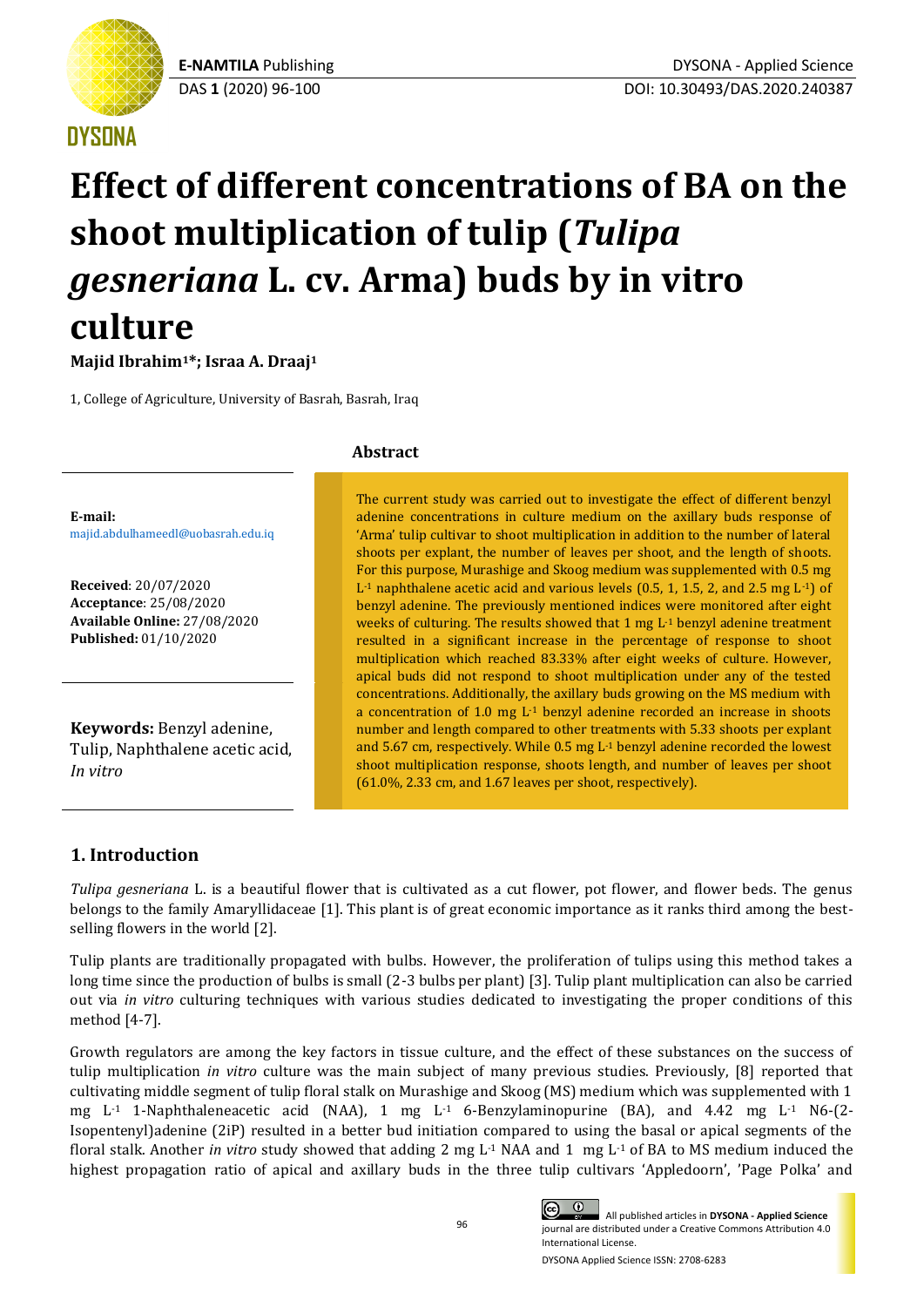# Effect of different concentrations of BA on the shoot multiplication of tulip (*Tulipa gesneriana* L. cv. Arma) buds by in vitro culture

**Majid Ibrahim[1]\*; Israa A. Draaj[1]**

1, College of Agriculture, University of Basrah, Basrah, Iraq

**E-mail:** majid.abdulhameedl@uobasrah.edu.iq

**Received**: 20/07/2020
**Acceptance**: 25/08/2020
**Available Online:** 27/08/2020
**Published:** 01/10/2020

**Keywords:** Benzyl adenine, Tulip, Naphthalene acetic acid, *In vitro*

## Abstract

The current study was carried out to investigate the effect of different benzyl adenine concentrations in culture medium on the axillary buds response of 'Arma' tulip cultivar to shoot multiplication in addition to the number of lateral shoots per explant, the number of leaves per shoot, and the length of shoots. For this purpose, Murashige and Skoog medium was supplemented with 0.5 mg $L^{-1}$ naphthalene acetic acid and various levels (0.5, 1, 1.5, 2, and 2.5 mg $L^{-1}$) of benzyl adenine. The previously mentioned indices were monitored after eight weeks of culturing. The results showed that 1 mg $L^{-1}$ benzyl adenine treatment resulted in a significant increase in the percentage of response to shoot multiplication which reached 83.33% after eight weeks of culture. However, apical buds did not respond to shoot multiplication under any of the tested concentrations. Additionally, the axillary buds growing on the MS medium with a concentration of 1.0 mg $L^{-1}$ benzyl adenine recorded an increase in shoots number and length compared to other treatments with 5.33 shoots per explant and 5.67 cm, respectively. While 0.5 mg $L^{-1}$ benzyl adenine recorded the lowest shoot multiplication response, shoots length, and number of leaves per shoot (61.0%, 2.33 cm, and 1.67 leaves per shoot, respectively).

## 1. Introduction

*Tulipa gesneriana* L. is a beautiful flower that is cultivated as a cut flower, pot flower, and flower beds. The genus belongs to the family Amaryllidaceae [1]. This plant is of great economic importance as it ranks third among the best-selling flowers in the world [2].

Tulip plants are traditionally propagated with bulbs. However, the proliferation of tulips using this method takes a long time since the production of bulbs is small (2-3 bulbs per plant) [3]. Tulip plant multiplication can also be carried out via *in vitro* culturing techniques with various studies dedicated to investigating the proper conditions of this method [4-7].

Growth regulators are among the key factors in tissue culture, and the effect of these substances on the success of tulip multiplication *in vitro* culture was the main subject of many previous studies. Previously, [8] reported that cultivating middle segment of tulip floral stalk on Murashige and Skoog (MS) medium which was supplemented with 1 mg $L^{-1}$ 1-Naphthaleneacetic acid (NAA), 1 mg $L^{-1}$ 6-Benzylaminopurine (BA), and 4.42 mg $L^{-1}$ N6-(2-Isopentenyl)adenine (2iP) resulted in a better bud initiation compared to using the basal or apical segments of the floral stalk. Another *in vitro* study showed that adding 2 mg $L^{-1}$ NAA and 1 mg $L^{-1}$ of BA to MS medium induced the highest propagation ratio of apical and axillary buds in the three tulip cultivars 'Appledoorn', 'Page Polka' and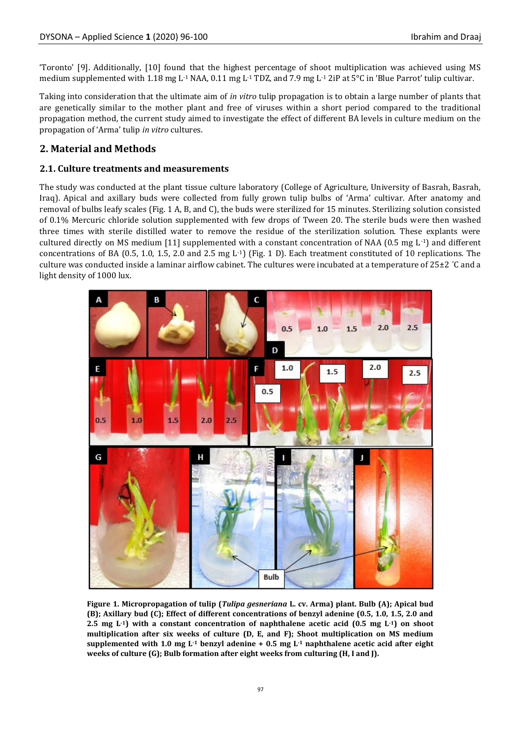'Toronto' [9]. Additionally, [10] found that the highest percentage of shoot multiplication was achieved using MS medium supplemented with 1.18 mg $L^{-1}$ NAA, 0.11 mg $L^{-1}$ TDZ, and 7.9 mg $L^{-1}$ 2iP at 5°C in 'Blue Parrot' tulip cultivar.

Taking into consideration that the ultimate aim of *in vitro* tulip propagation is to obtain a large number of plants that are genetically similar to the mother plant and free of viruses within a short period compared to the traditional propagation method, the current study aimed to investigate the effect of different BA levels in culture medium on the propagation of 'Arma' tulip *in vitro* cultures.

## 2. Material and Methods

### 2.1. Culture treatments and measurements

The study was conducted at the plant tissue culture laboratory (College of Agriculture, University of Basrah, Basrah, Iraq). Apical and axillary buds were collected from fully grown tulip bulbs of 'Arma' cultivar. After anatomy and removal of bulbs leafy scales (Fig. 1 A, B, and C), the buds were sterilized for 15 minutes. Sterilizing solution consisted of 0.1% Mercuric chloride solution supplemented with few drops of Tween 20. The sterile buds were then washed three times with sterile distilled water to remove the residue of the sterilization solution. These explants were cultured directly on MS medium [11] supplemented with a constant concentration of NAA (0.5 mg $L^{-1}$) and different concentrations of BA (0.5, 1.0, 1.5, 2.0 and 2.5 mg $L^{-1}$) (Fig. 1 D). Each treatment constituted of 10 replications. The culture was conducted inside a laminar airflow cabinet. The cultures were incubated at a temperature of 25±2 °C and a light density of 1000 lux.

A B C D E F G H I J

0.5 1.0 1.5 2.0 2.5

Bulb

**Figure 1. Micropropagation of tulip (*Tulipa gesneriana* L. cv. Arma) plant. Bulb (A); Apical bud (B); Axillary bud (C); Effect of different concentrations of benzyl adenine (0.5, 1.0, 1.5, 2.0 and 2.5 mg $L^{-1}$) with a constant concentration of naphthalene acetic acid (0.5 mg $L^{-1}$) on shoot multiplication after six weeks of culture (D, E, and F); Shoot multiplication on MS medium supplemented with 1.0 mg $L^{-1}$ benzyl adenine + 0.5 mg $L^{-1}$ naphthalene acetic acid after eight weeks of culture (G); Bulb formation after eight weeks from culturing (H, I and J).**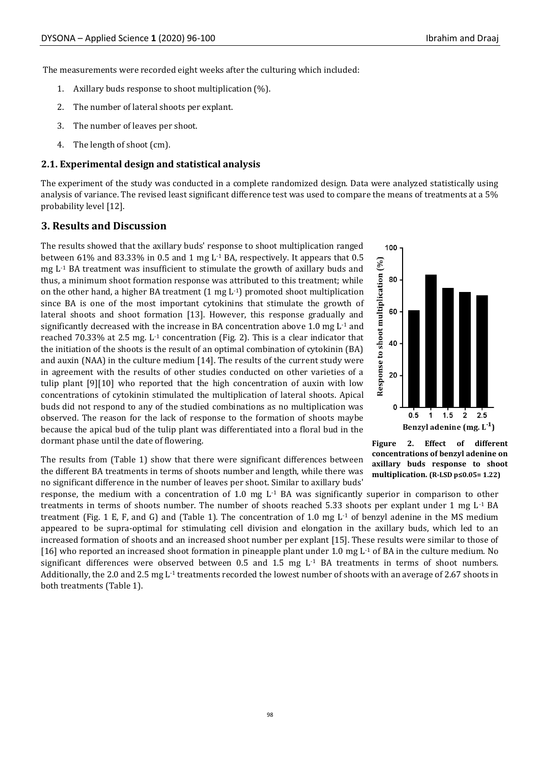The measurements were recorded eight weeks after the culturing which included:

1. Axillary buds response to shoot multiplication (%).
2. The number of lateral shoots per explant.
3. The number of leaves per shoot.
4. The length of shoot (cm).

### 2.1. Experimental design and statistical analysis

The experiment of the study was conducted in a complete randomized design. Data were analyzed statistically using analysis of variance. The revised least significant difference test was used to compare the means of treatments at a 5% probability level [12].

## 3. Results and Discussion

The results showed that the axillary buds' response to shoot multiplication ranged between 61% and 83.33% in 0.5 and 1 mg $L^{-1}$ BA, respectively. It appears that 0.5 mg $L^{-1}$ BA treatment was insufficient to stimulate the growth of axillary buds and thus, a minimum shoot formation response was attributed to this treatment; while on the other hand, a higher BA treatment (1 mg $L^{-1}$) promoted shoot multiplication since BA is one of the most important cytokinins that stimulate the growth of lateral shoots and shoot formation [13]. However, this response gradually and significantly decreased with the increase in BA concentration above 1.0 mg $L^{-1}$ and reached 70.33% at 2.5 mg. $L^{-1}$ concentration (Fig. 2). This is a clear indicator that the initiation of the shoots is the result of an optimal combination of cytokinin (BA) and auxin (NAA) in the culture medium [14]. The results of the current study were in agreement with the results of other studies conducted on other varieties of a tulip plant [9][10] who reported that the high concentration of auxin with low concentrations of cytokinin stimulated the multiplication of lateral shoots. Apical buds did not respond to any of the studied combinations as no multiplication was observed. The reason for the lack of response to the formation of shoots maybe because the apical bud of the tulip plant was differentiated into a floral bud in the dormant phase until the date of flowering.

**Figure 2. Effect of different concentrations of benzyl adenine on axillary buds response to shoot multiplication. (R-LSD p≤0.05= 1.22)**

The results from (Table 1) show that there were significant differences between the different BA treatments in terms of shoots number and length, while there was no significant difference in the number of leaves per shoot. Similar to axillary buds' response, the medium with a concentration of 1.0 mg $L^{-1}$ BA was significantly superior in comparison to other treatments in terms of shoots number. The number of shoots reached 5.33 shoots per explant under 1 mg $L^{-1}$ BA treatment (Fig. 1 E, F, and G) and (Table 1). The concentration of 1.0 mg $L^{-1}$ of benzyl adenine in the MS medium appeared to be supra-optimal for stimulating cell division and elongation in the axillary buds, which led to an increased formation of shoots and an increased shoot number per explant [15]. These results were similar to those of [16] who reported an increased shoot formation in pineapple plant under 1.0 mg $L^{-1}$ of BA in the culture medium. No significant differences were observed between 0.5 and 1.5 mg $L^{-1}$ BA treatments in terms of shoot numbers. Additionally, the 2.0 and 2.5 mg $L^{-1}$ treatments recorded the lowest number of shoots with an average of 2.67 shoots in both treatments (Table 1).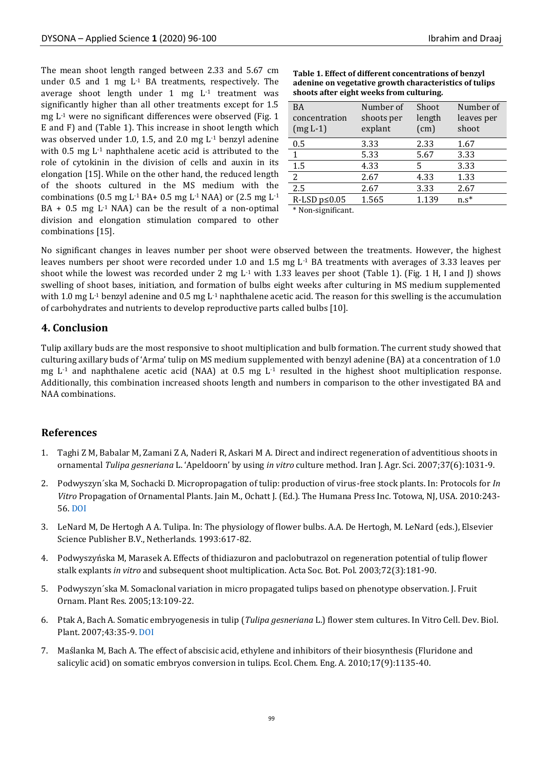The mean shoot length ranged between 2.33 and 5.67 cm under 0.5 and 1 mg $L^{-1}$ BA treatments, respectively. The average shoot length under 1 mg $L^{-1}$ treatment was significantly higher than all other treatments except for 1.5 mg $L^{-1}$ were no significant differences were observed (Fig. 1 E and F) and (Table 1). This increase in shoot length which was observed under 1.0, 1.5, and 2.0 mg $L^{-1}$ benzyl adenine with 0.5 mg $L^{-1}$ naphthalene acetic acid is attributed to the role of cytokinin in the division of cells and auxin in its elongation [15]. While on the other hand, the reduced length of the shoots cultured in the MS medium with the combinations (0.5 mg $L^{-1}$ BA+ 0.5 mg $L^{-1}$ NAA) or (2.5 mg $L^{-1}$ BA + 0.5 mg $L^{-1}$ NAA) can be the result of a non-optimal division and elongation stimulation compared to other combinations [15].

**Table 1. Effect of different concentrations of benzyl adenine on vegetative growth characteristics of tulips shoots after eight weeks from culturing.**

| BA concentration (mg L-1) | Number of shoots per explant | Shoot length (cm) | Number of leaves per shoot |
|---|---|---|---|
| 0.5 | 3.33 | 2.33 | 1.67 |
| 1 | 5.33 | 5.67 | 3.33 |
| 1.5 | 4.33 | 5 | 3.33 |
| 2 | 2.67 | 4.33 | 1.33 |
| 2.5 | 2.67 | 3.33 | 2.67 |
| R-LSD p≤0.05 | 1.565 | 1.139 | n.s* |

\* Non-significant.

No significant changes in leaves number per shoot were observed between the treatments. However, the highest leaves numbers per shoot were recorded under 1.0 and 1.5 mg $L^{-1}$ BA treatments with averages of 3.33 leaves per shoot while the lowest was recorded under 2 mg $L^{-1}$ with 1.33 leaves per shoot (Table 1). (Fig. 1 H, I and J) shows swelling of shoot bases, initiation, and formation of bulbs eight weeks after culturing in MS medium supplemented with 1.0 mg $L^{-1}$ benzyl adenine and 0.5 mg $L^{-1}$ naphthalene acetic acid. The reason for this swelling is the accumulation of carbohydrates and nutrients to develop reproductive parts called bulbs [10].

## 4. Conclusion

Tulip axillary buds are the most responsive to shoot multiplication and bulb formation. The current study showed that culturing axillary buds of 'Arma' tulip on MS medium supplemented with benzyl adenine (BA) at a concentration of 1.0 mg $L^{-1}$ and naphthalene acetic acid (NAA) at 0.5 mg $L^{-1}$ resulted in the highest shoot multiplication response. Additionally, this combination increased shoots length and numbers in comparison to the other investigated BA and NAA combinations.

## References

1. Taghi Z M, Babalar M, Zamani Z A, Naderi R, Askari M A. Direct and indirect regeneration of adventitious shoots in ornamental *Tulipa gesneriana* L. 'Apeldoorn' by using *in vitro* culture method. Iran J. Agr. Sci. 2007;37(6):1031-9.
2. Podwyszyn´ska M, Sochacki D. Micropropagation of tulip: production of virus-free stock plants. In: Protocols for *In Vitro* Propagation of Ornamental Plants. Jain M., Ochatt J. (Ed.). The Humana Press Inc. Totowa, NJ, USA. 2010:243-56. DOI
3. LeNard M, De Hertogh A A. Tulipa. In: The physiology of flower bulbs. A.A. De Hertogh, M. LeNard (eds.), Elsevier Science Publisher B.V., Netherlands. 1993:617-82.
4. Podwyszyńska M, Marasek A. Effects of thidiazuron and paclobutrazol on regeneration potential of tulip flower stalk explants *in vitro* and subsequent shoot multiplication. Acta Soc. Bot. Pol. 2003;72(3):181-90.
5. Podwyszyn´ska M. Somaclonal variation in micro propagated tulips based on phenotype observation. J. Fruit Ornam. Plant Res. 2005;13:109-22.
6. Ptak A, Bach A. Somatic embryogenesis in tulip (*Tulipa gesneriana* L.) flower stem cultures. In Vitro Cell. Dev. Biol. Plant. 2007;43:35-9. DOI
7. Maślanka M, Bach A. The effect of abscisic acid, ethylene and inhibitors of their biosynthesis (Fluridone and salicylic acid) on somatic embryos conversion in tulips. Ecol. Chem. Eng. A. 2010;17(9):1135-40.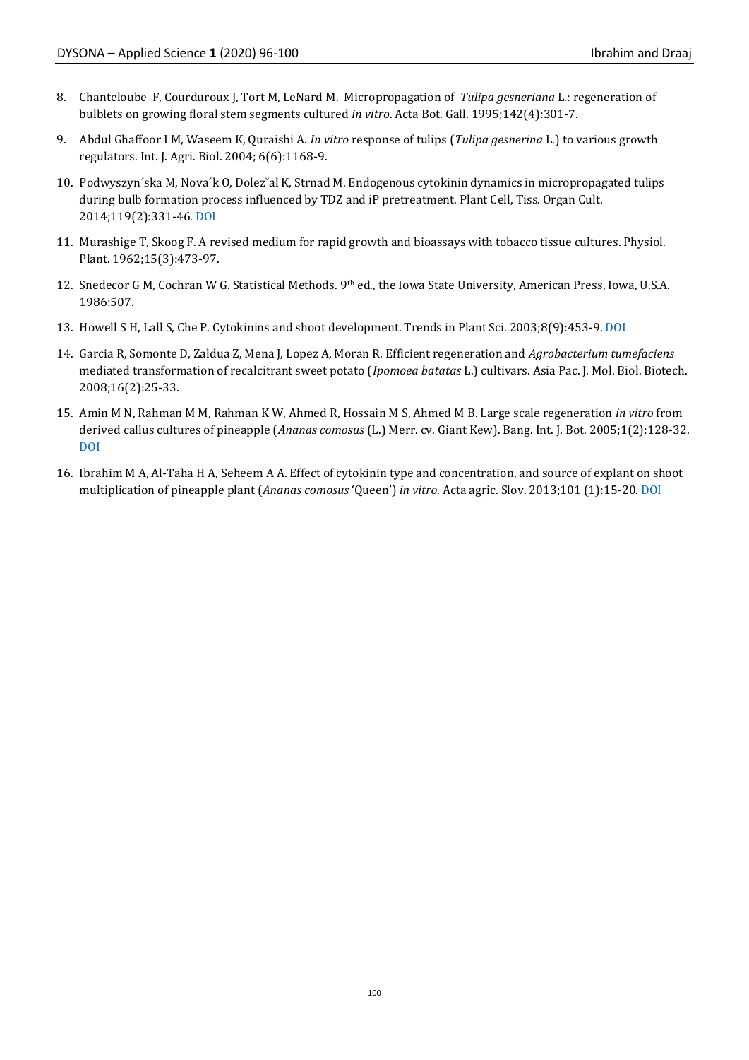8. Chanteloube F, Courduroux J, Tort M, LeNard M. Micropropagation of *Tulipa gesneriana* L.: regeneration of bulblets on growing floral stem segments cultured *in vitro*. Acta Bot. Gall. 1995;142(4):301-7.
9. Abdul Ghaffoor I M, Waseem K, Quraishi A. *In vitro* response of tulips (*Tulipa gesnerina* L.) to various growth regulators. Int. J. Agri. Biol. 2004; 6(6):1168-9.
10. Podwyszyn´ska M, Nova´k O, Dolezˇal K, Strnad M. Endogenous cytokinin dynamics in micropropagated tulips during bulb formation process influenced by TDZ and iP pretreatment. Plant Cell, Tiss. Organ Cult. 2014;119(2):331-46. DOI
11. Murashige T, Skoog F. A revised medium for rapid growth and bioassays with tobacco tissue cultures. Physiol. Plant. 1962;15(3):473-97.
12. Snedecor G M, Cochran W G. Statistical Methods. 9th ed., the Iowa State University, American Press, Iowa, U.S.A. 1986:507.
13. Howell S H, Lall S, Che P. Cytokinins and shoot development. Trends in Plant Sci. 2003;8(9):453-9. DOI
14. Garcia R, Somonte D, Zaldua Z, Mena J, Lopez A, Moran R. Efficient regeneration and *Agrobacterium tumefaciens* mediated transformation of recalcitrant sweet potato (*Ipomoea batatas* L.) cultivars. Asia Pac. J. Mol. Biol. Biotech. 2008;16(2):25-33.
15. Amin M N, Rahman M M, Rahman K W, Ahmed R, Hossain M S, Ahmed M B. Large scale regeneration *in vitro* from derived callus cultures of pineapple (*Ananas comosus* (L.) Merr. cv. Giant Kew). Bang. Int. J. Bot. 2005;1(2):128-32. DOI
16. Ibrahim M A, Al-Taha H A, Seheem A A. Effect of cytokinin type and concentration, and source of explant on shoot multiplication of pineapple plant (*Ananas comosus* 'Queen') *in vitro*. Acta agric. Slov. 2013;101 (1):15-20. DOI